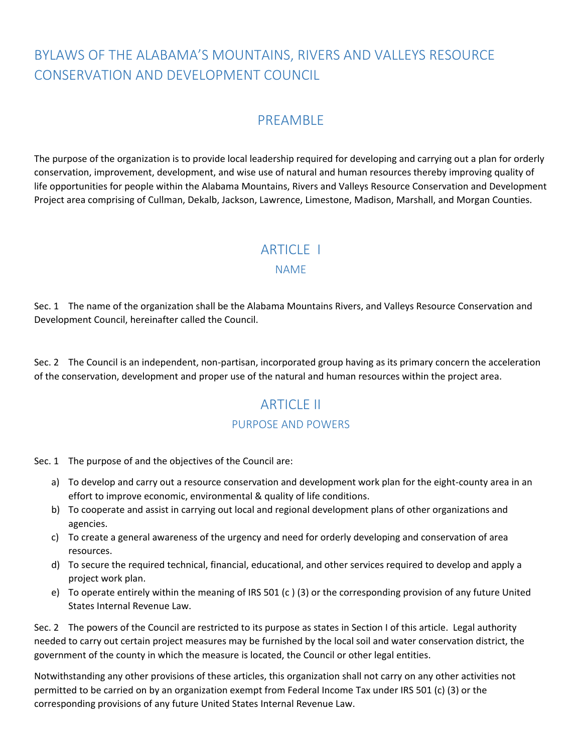# BYLAWS OF THE ALABAMA'S MOUNTAINS, RIVERS AND VALLEYS RESOURCE CONSERVATION AND DEVELOPMENT COUNCIL

## PREAMBLE

The purpose of the organization is to provide local leadership required for developing and carrying out a plan for orderly conservation, improvement, development, and wise use of natural and human resources thereby improving quality of life opportunities for people within the Alabama Mountains, Rivers and Valleys Resource Conservation and Development Project area comprising of Cullman, Dekalb, Jackson, Lawrence, Limestone, Madison, Marshall, and Morgan Counties.

## ARTICLE I
### NAME

Sec. 1 The name of the organization shall be the Alabama Mountains Rivers, and Valleys Resource Conservation and Development Council, hereinafter called the Council.

Sec. 2 The Council is an independent, non-partisan, incorporated group having as its primary concern the acceleration of the conservation, development and proper use of the natural and human resources within the project area.

## ARTICLE II
### PURPOSE AND POWERS

Sec. 1 The purpose of and the objectives of the Council are:

a) To develop and carry out a resource conservation and development work plan for the eight-county area in an effort to improve economic, environmental & quality of life conditions.
b) To cooperate and assist in carrying out local and regional development plans of other organizations and agencies.
c) To create a general awareness of the urgency and need for orderly developing and conservation of area resources.
d) To secure the required technical, financial, educational, and other services required to develop and apply a project work plan.
e) To operate entirely within the meaning of IRS 501 (c ) (3) or the corresponding provision of any future United States Internal Revenue Law.

Sec. 2 The powers of the Council are restricted to its purpose as states in Section I of this article. Legal authority needed to carry out certain project measures may be furnished by the local soil and water conservation district, the government of the county in which the measure is located, the Council or other legal entities.

Notwithstanding any other provisions of these articles, this organization shall not carry on any other activities not permitted to be carried on by an organization exempt from Federal Income Tax under IRS 501 (c) (3) or the corresponding provisions of any future United States Internal Revenue Law.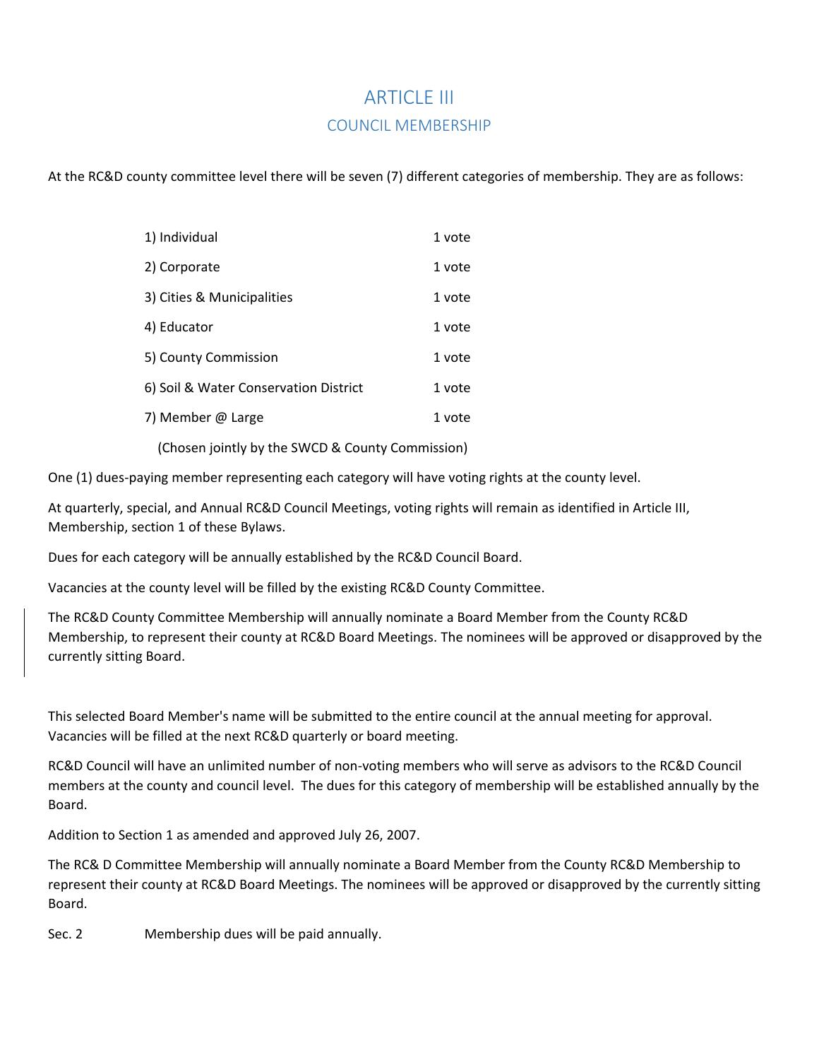# ARTICLE III

## COUNCIL MEMBERSHIP

At the RC&D county committee level there will be seven (7) different categories of membership. They are as follows:

| | |
|---|---|
| 1) Individual | 1 vote |
| 2) Corporate | 1 vote |
| 3) Cities & Municipalities | 1 vote |
| 4) Educator | 1 vote |
| 5) County Commission | 1 vote |
| 6) Soil & Water Conservation District | 1 vote |
| 7) Member @ Large | 1 vote |
| (Chosen jointly by the SWCD & County Commission) | |

One (1) dues-paying member representing each category will have voting rights at the county level.

At quarterly, special, and Annual RC&D Council Meetings, voting rights will remain as identified in Article III, Membership, section 1 of these Bylaws.

Dues for each category will be annually established by the RC&D Council Board.

Vacancies at the county level will be filled by the existing RC&D County Committee.

The RC&D County Committee Membership will annually nominate a Board Member from the County RC&D Membership, to represent their county at RC&D Board Meetings. The nominees will be approved or disapproved by the currently sitting Board.

This selected Board Member's name will be submitted to the entire council at the annual meeting for approval. Vacancies will be filled at the next RC&D quarterly or board meeting.

RC&D Council will have an unlimited number of non-voting members who will serve as advisors to the RC&D Council members at the county and council level. The dues for this category of membership will be established annually by the Board.

Addition to Section 1 as amended and approved July 26, 2007.

The RC& D Committee Membership will annually nominate a Board Member from the County RC&D Membership to represent their county at RC&D Board Meetings. The nominees will be approved or disapproved by the currently sitting Board.

Sec. 2 Membership dues will be paid annually.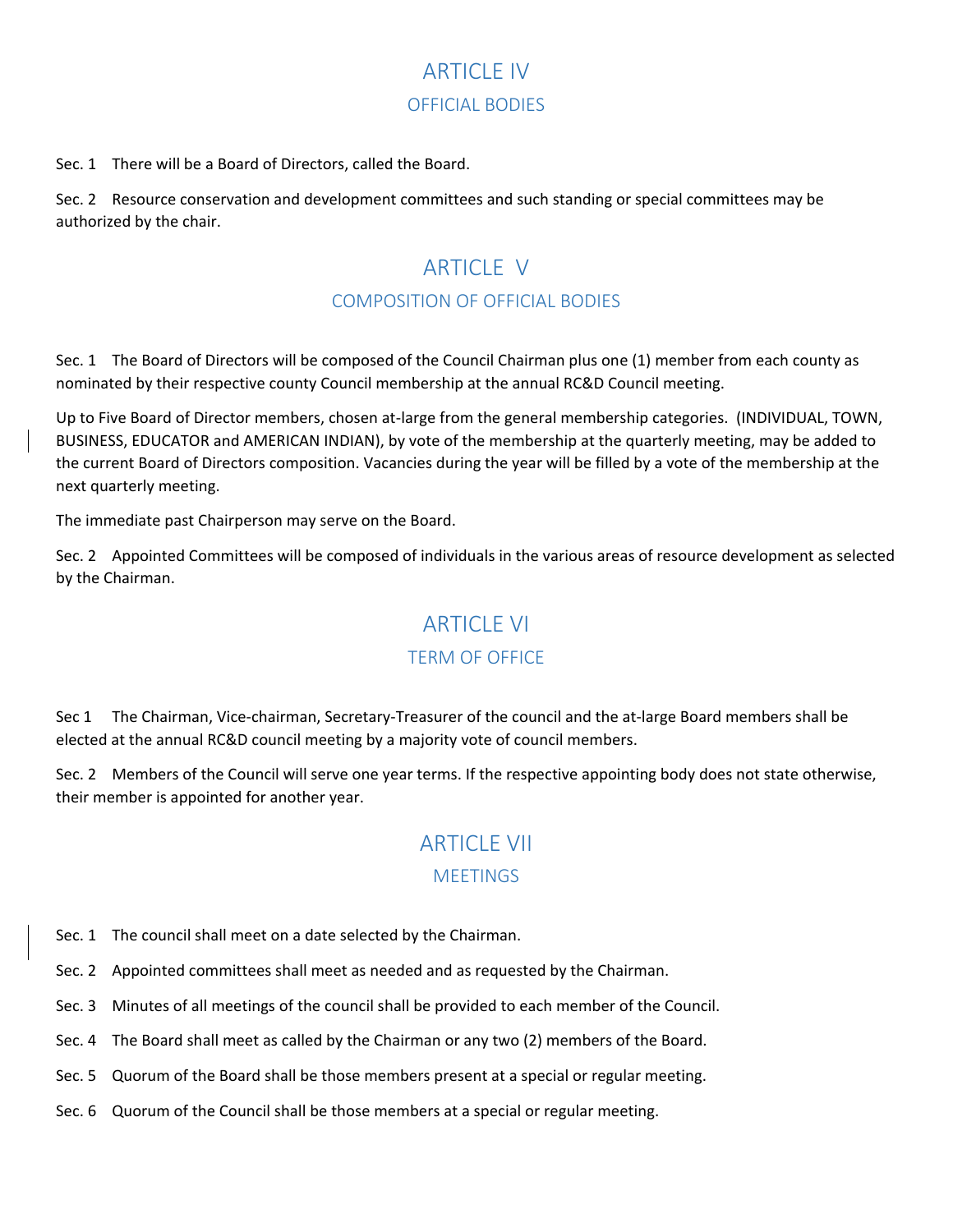# ARTICLE IV

## OFFICIAL BODIES

Sec. 1 There will be a Board of Directors, called the Board.

Sec. 2 Resource conservation and development committees and such standing or special committees may be authorized by the chair.

# ARTICLE V

## COMPOSITION OF OFFICIAL BODIES

Sec. 1 The Board of Directors will be composed of the Council Chairman plus one (1) member from each county as nominated by their respective county Council membership at the annual RC&D Council meeting.

Up to Five Board of Director members, chosen at-large from the general membership categories. (INDIVIDUAL, TOWN, BUSINESS, EDUCATOR and AMERICAN INDIAN), by vote of the membership at the quarterly meeting, may be added to the current Board of Directors composition. Vacancies during the year will be filled by a vote of the membership at the next quarterly meeting.

The immediate past Chairperson may serve on the Board.

Sec. 2 Appointed Committees will be composed of individuals in the various areas of resource development as selected by the Chairman.

# ARTICLE VI

## TERM OF OFFICE

Sec 1 The Chairman, Vice-chairman, Secretary-Treasurer of the council and the at-large Board members shall be elected at the annual RC&D council meeting by a majority vote of council members.

Sec. 2 Members of the Council will serve one year terms. If the respective appointing body does not state otherwise, their member is appointed for another year.

# ARTICLE VII

## MEETINGS

Sec. 1 The council shall meet on a date selected by the Chairman.

Sec. 2 Appointed committees shall meet as needed and as requested by the Chairman.

Sec. 3 Minutes of all meetings of the council shall be provided to each member of the Council.

Sec. 4 The Board shall meet as called by the Chairman or any two (2) members of the Board.

Sec. 5 Quorum of the Board shall be those members present at a special or regular meeting.

Sec. 6 Quorum of the Council shall be those members at a special or regular meeting.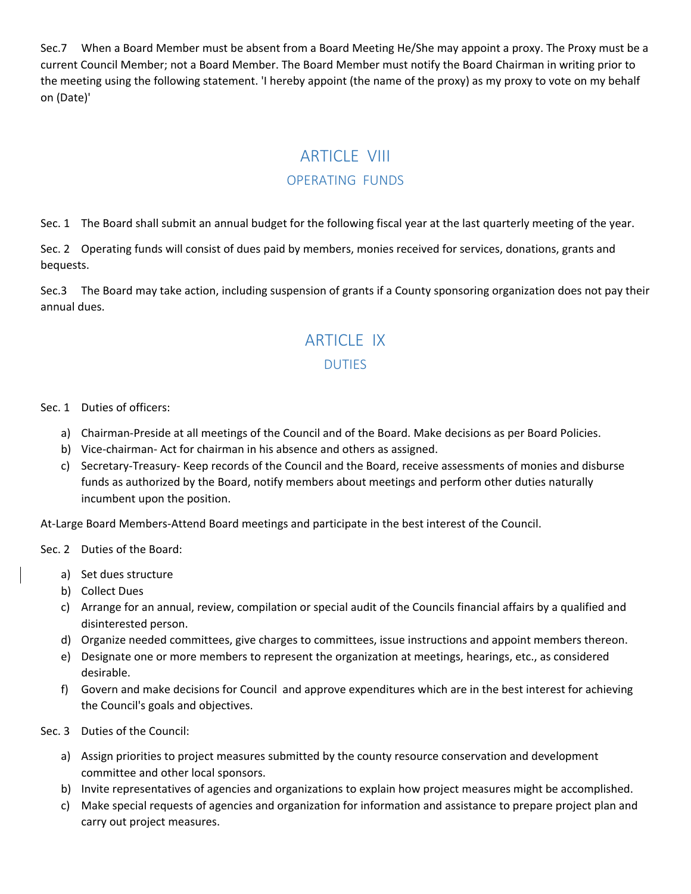Sec.7 When a Board Member must be absent from a Board Meeting He/She may appoint a proxy. The Proxy must be a current Council Member; not a Board Member. The Board Member must notify the Board Chairman in writing prior to the meeting using the following statement. 'I hereby appoint (the name of the proxy) as my proxy to vote on my behalf on (Date)'

# ARTICLE VIII
## OPERATING FUNDS

Sec. 1 The Board shall submit an annual budget for the following fiscal year at the last quarterly meeting of the year.

Sec. 2 Operating funds will consist of dues paid by members, monies received for services, donations, grants and bequests.

Sec.3 The Board may take action, including suspension of grants if a County sponsoring organization does not pay their annual dues.

# ARTICLE IX
## DUTIES

Sec. 1 Duties of officers:

a) Chairman-Preside at all meetings of the Council and of the Board. Make decisions as per Board Policies.
b) Vice-chairman- Act for chairman in his absence and others as assigned.
c) Secretary-Treasury- Keep records of the Council and the Board, receive assessments of monies and disburse funds as authorized by the Board, notify members about meetings and perform other duties naturally incumbent upon the position.

At-Large Board Members-Attend Board meetings and participate in the best interest of the Council.

Sec. 2 Duties of the Board:

a) Set dues structure
b) Collect Dues
c) Arrange for an annual, review, compilation or special audit of the Councils financial affairs by a qualified and disinterested person.
d) Organize needed committees, give charges to committees, issue instructions and appoint members thereon.
e) Designate one or more members to represent the organization at meetings, hearings, etc., as considered desirable.
f) Govern and make decisions for Council and approve expenditures which are in the best interest for achieving the Council's goals and objectives.

Sec. 3 Duties of the Council:

a) Assign priorities to project measures submitted by the county resource conservation and development committee and other local sponsors.
b) Invite representatives of agencies and organizations to explain how project measures might be accomplished.
c) Make special requests of agencies and organization for information and assistance to prepare project plan and carry out project measures.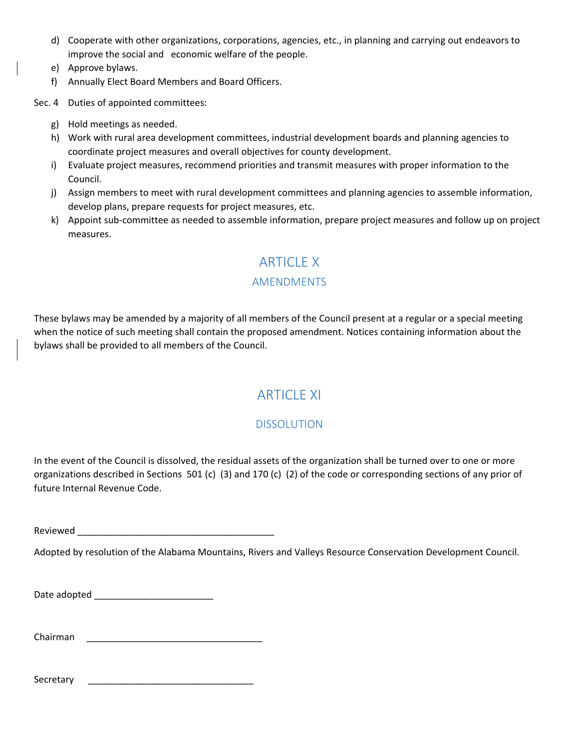d) Cooperate with other organizations, corporations, agencies, etc., in planning and carrying out endeavors to improve the social and economic welfare of the people.
e) Approve bylaws.
f) Annually Elect Board Members and Board Officers.

Sec. 4 Duties of appointed committees:

g) Hold meetings as needed.
h) Work with rural area development committees, industrial development boards and planning agencies to coordinate project measures and overall objectives for county development.
i) Evaluate project measures, recommend priorities and transmit measures with proper information to the Council.
j) Assign members to meet with rural development committees and planning agencies to assemble information, develop plans, prepare requests for project measures, etc.
k) Appoint sub-committee as needed to assemble information, prepare project measures and follow up on project measures.

# ARTICLE X

## AMENDMENTS

These bylaws may be amended by a majority of all members of the Council present at a regular or a special meeting when the notice of such meeting shall contain the proposed amendment. Notices containing information about the bylaws shall be provided to all members of the Council.

# ARTICLE XI

## DISSOLUTION

In the event of the Council is dissolved, the residual assets of the organization shall be turned over to one or more organizations described in Sections 501 (c) (3) and 170 (c) (2) of the code or corresponding sections of any prior of future Internal Revenue Code.

Reviewed ________________________________________

Adopted by resolution of the Alabama Mountains, Rivers and Valleys Resource Conservation Development Council.

Date adopted ________________________

Chairman ____________________________________

Secretary __________________________________